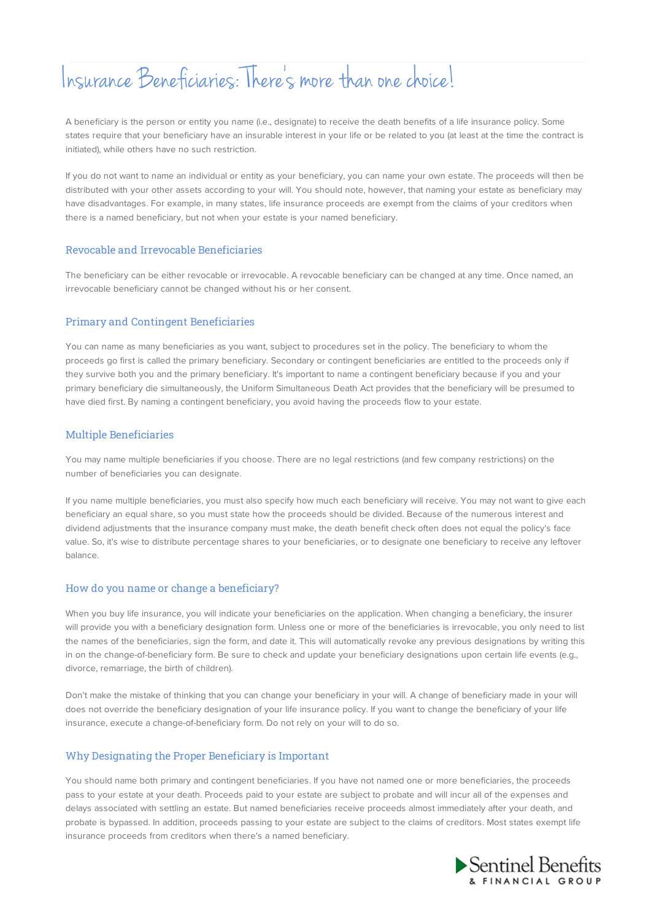# Insurance Beneficiaries: There's more than one choice!

A beneficiary is the person or entity you name (i.e., designate) to receive the death benefits of a life insurance policy. Some states require that your beneficiary have an insurable interest in your life or be related to you (at least at the time the contract is initiated), while others have no such restriction.

If you do not want to name an individual or entity as your beneficiary, you can name your own estate. The proceeds will then be distributed with your other assets according to your will. You should note, however, that naming your estate as beneficiary may have disadvantages. For example, in many states, life insurance proceeds are exempt from the claims of your creditors when there is a named beneficiary, but not when your estate is your named beneficiary.

## Revocable and Irrevocable Beneficiaries

The beneficiary can be either revocable or irrevocable. A revocable beneficiary can be changed at any time. Once named, an irrevocable beneficiary cannot be changed without his or her consent.

## Primary and Contingent Beneficiaries

You can name as many beneficiaries as you want, subject to procedures set in the policy. The beneficiary to whom the proceeds go first is called the primary beneficiary. Secondary or contingent beneficiaries are entitled to the proceeds only if they survive both you and the primary beneficiary. It's important to name a contingent beneficiary because if you and your primary beneficiary die simultaneously, the Uniform Simultaneous Death Act provides that the beneficiary will be presumed to have died first. By naming a contingent beneficiary, you avoid having the proceeds flow to your estate.

## Multiple Beneficiaries

You may name multiple beneficiaries if you choose. There are no legal restrictions (and few company restrictions) on the number of beneficiaries you can designate.

If you name multiple beneficiaries, you must also specify how much each beneficiary will receive. You may not want to give each beneficiary an equal share, so you must state how the proceeds should be divided. Because of the numerous interest and dividend adjustments that the insurance company must make, the death benefit check often does not equal the policy's face value. So, it's wise to distribute percentage shares to your beneficiaries, or to designate one beneficiary to receive any leftover balance.

## How do you name or change a beneficiary?

When you buy life insurance, you will indicate your beneficiaries on the application. When changing a beneficiary, the insurer will provide you with a beneficiary designation form. Unless one or more of the beneficiaries is irrevocable, you only need to list the names of the beneficiaries, sign the form, and date it. This will automatically revoke any previous designations by writing this in on the change-of-beneficiary form. Be sure to check and update your beneficiary designations upon certain life events (e.g., divorce, remarriage, the birth of children).

Don't make the mistake of thinking that you can change your beneficiary in your will. A change of beneficiary made in your will does not override the beneficiary designation of your life insurance policy. If you want to change the beneficiary of your life insurance, execute a change-of-beneficiary form. Do not rely on your will to do so.

## Why Designating the Proper Beneficiary is Important

You should name both primary and contingent beneficiaries. If you have not named one or more beneficiaries, the proceeds pass to your estate at your death. Proceeds paid to your estate are subject to probate and will incur all of the expenses and delays associated with settling an estate. But named beneficiaries receive proceeds almost immediately after your death, and probate is bypassed. In addition, proceeds passing to your estate are subject to the claims of creditors. Most states exempt life insurance proceeds from creditors when there's a named beneficiary.

Sentinel Benefits & Financial Group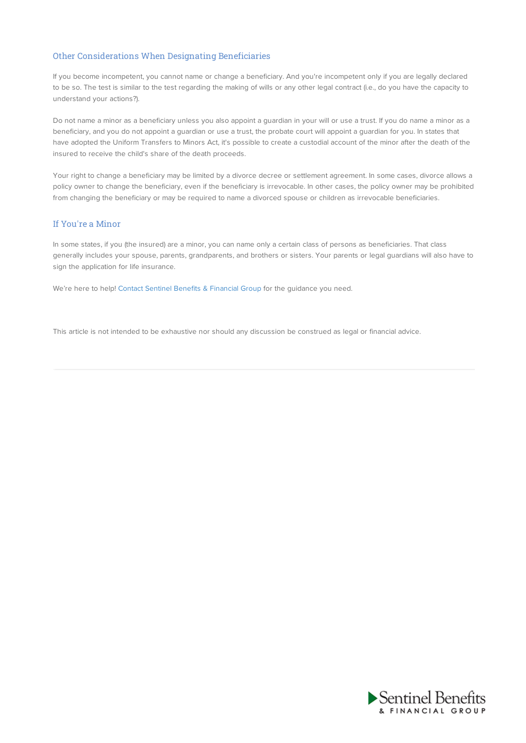## Other Considerations When Designating Beneficiaries

If you become incompetent, you cannot name or change a beneficiary. And you're incompetent only if you are legally declared to be so. The test is similar to the test regarding the making of wills or any other legal contract (i.e., do you have the capacity to understand your actions?).

Do not name a minor as a beneficiary unless you also appoint a guardian in your will or use a trust. If you do name a minor as a beneficiary, and you do not appoint a guardian or use a trust, the probate court will appoint a guardian for you. In states that have adopted the Uniform Transfers to Minors Act, it's possible to create a custodial account of the minor after the death of the insured to receive the child's share of the death proceeds.

Your right to change a beneficiary may be limited by a divorce decree or settlement agreement. In some cases, divorce allows a policy owner to change the beneficiary, even if the beneficiary is irrevocable. In other cases, the policy owner may be prohibited from changing the beneficiary or may be required to name a divorced spouse or children as irrevocable beneficiaries.

## If You're a Minor

In some states, if you (the insured) are a minor, you can name only a certain class of persons as beneficiaries. That class generally includes your spouse, parents, grandparents, and brothers or sisters. Your parents or legal guardians will also have to sign the application for life insurance.

We're here to help! Contact Sentinel Benefits & Financial Group for the guidance you need.

This article is not intended to be exhaustive nor should any discussion be construed as legal or financial advice.